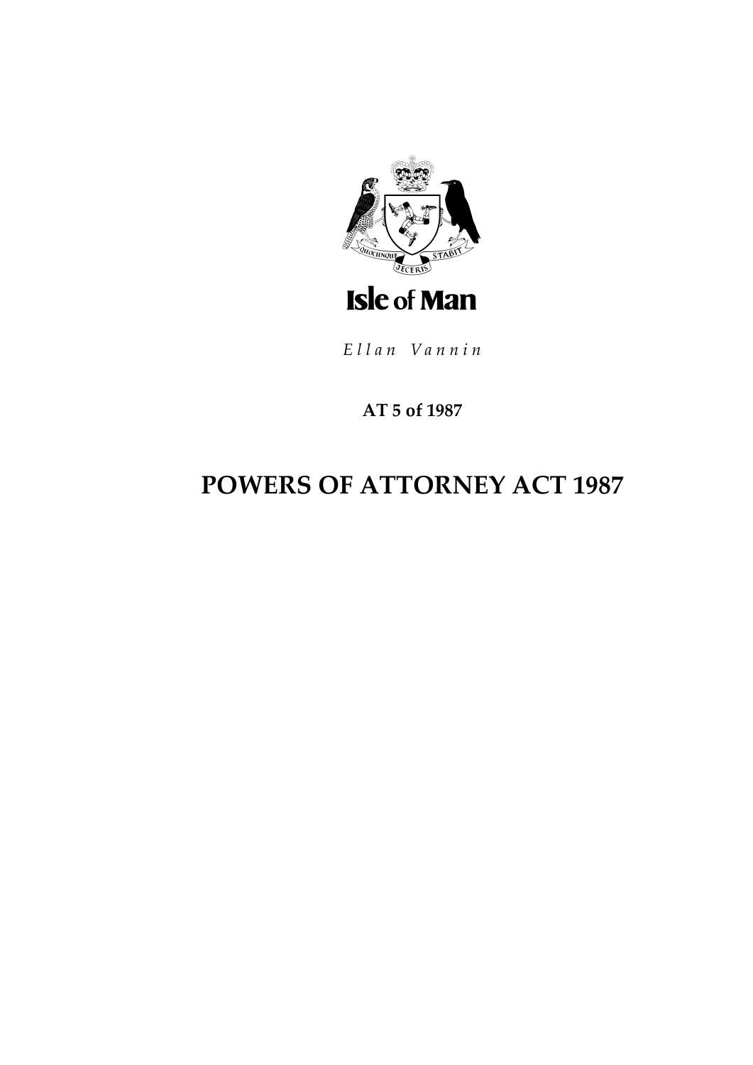Isle of Man

*Ellan Vannin*

**AT 5 of 1987**

# POWERS OF ATTORNEY ACT 1987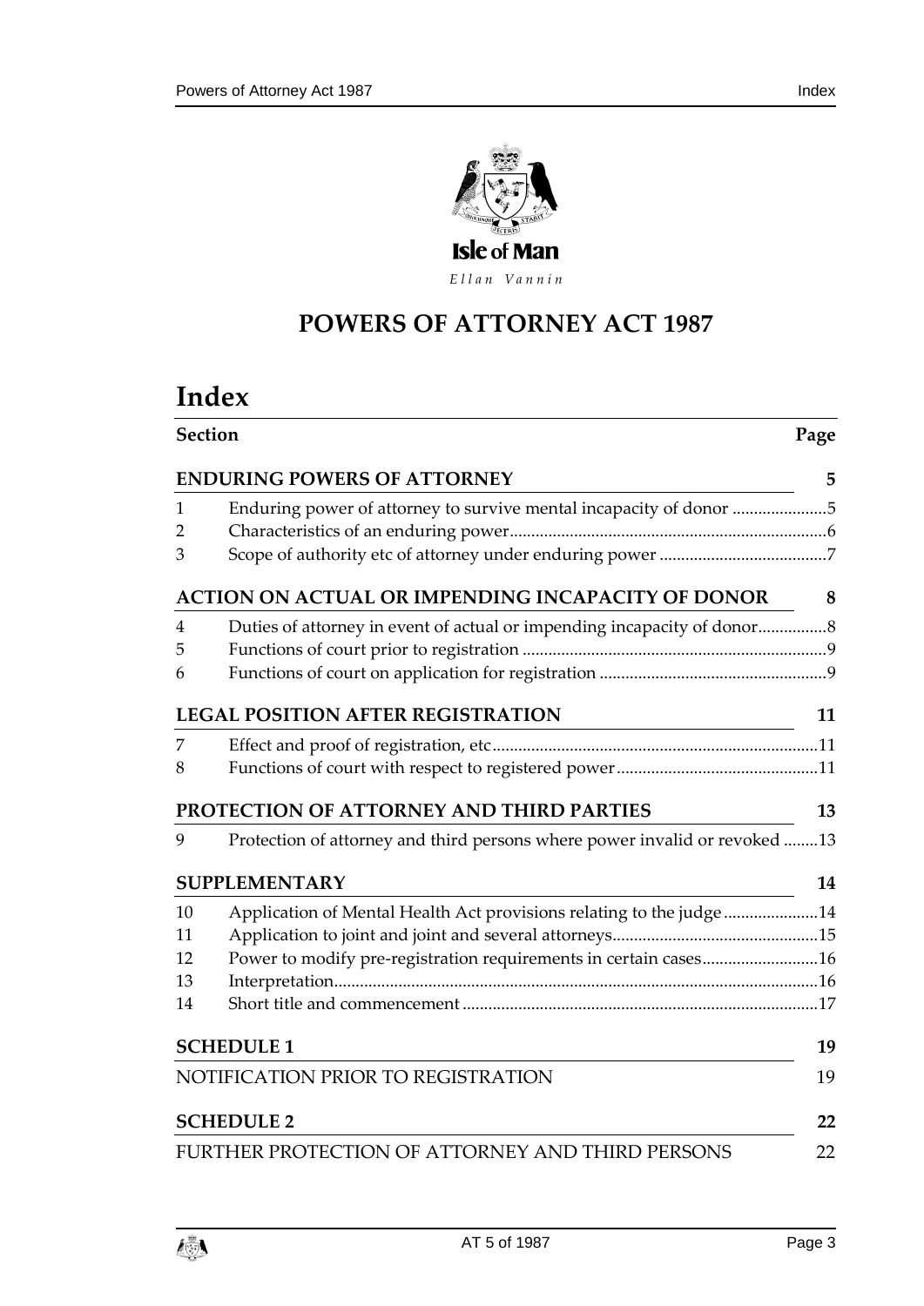Isle of Man

*Ellan Vannin*

# POWERS OF ATTORNEY ACT 1987

# Index

| Section | | Page |
|---|---|---|
| **ENDURING POWERS OF ATTORNEY** | | **5** |
| 1 | Enduring power of attorney to survive mental incapacity of donor | 5 |
| 2 | Characteristics of an enduring power | 6 |
| 3 | Scope of authority etc of attorney under enduring power | 7 |
| **ACTION ON ACTUAL OR IMPENDING INCAPACITY OF DONOR** | | **8** |
| 4 | Duties of attorney in event of actual or impending incapacity of donor | 8 |
| 5 | Functions of court prior to registration | 9 |
| 6 | Functions of court on application for registration | 9 |
| **LEGAL POSITION AFTER REGISTRATION** | | **11** |
| 7 | Effect and proof of registration, etc | 11 |
| 8 | Functions of court with respect to registered power | 11 |
| **PROTECTION OF ATTORNEY AND THIRD PARTIES** | | **13** |
| 9 | Protection of attorney and third persons where power invalid or revoked | 13 |
| **SUPPLEMENTARY** | | **14** |
| 10 | Application of Mental Health Act provisions relating to the judge | 14 |
| 11 | Application to joint and joint and several attorneys | 15 |
| 12 | Power to modify pre-registration requirements in certain cases | 16 |
| 13 | Interpretation | 16 |
| 14 | Short title and commencement | 17 |
| **SCHEDULE 1** | | **19** |
| NOTIFICATION PRIOR TO REGISTRATION | | 19 |
| **SCHEDULE 2** | | **22** |
| FURTHER PROTECTION OF ATTORNEY AND THIRD PERSONS | | 22 |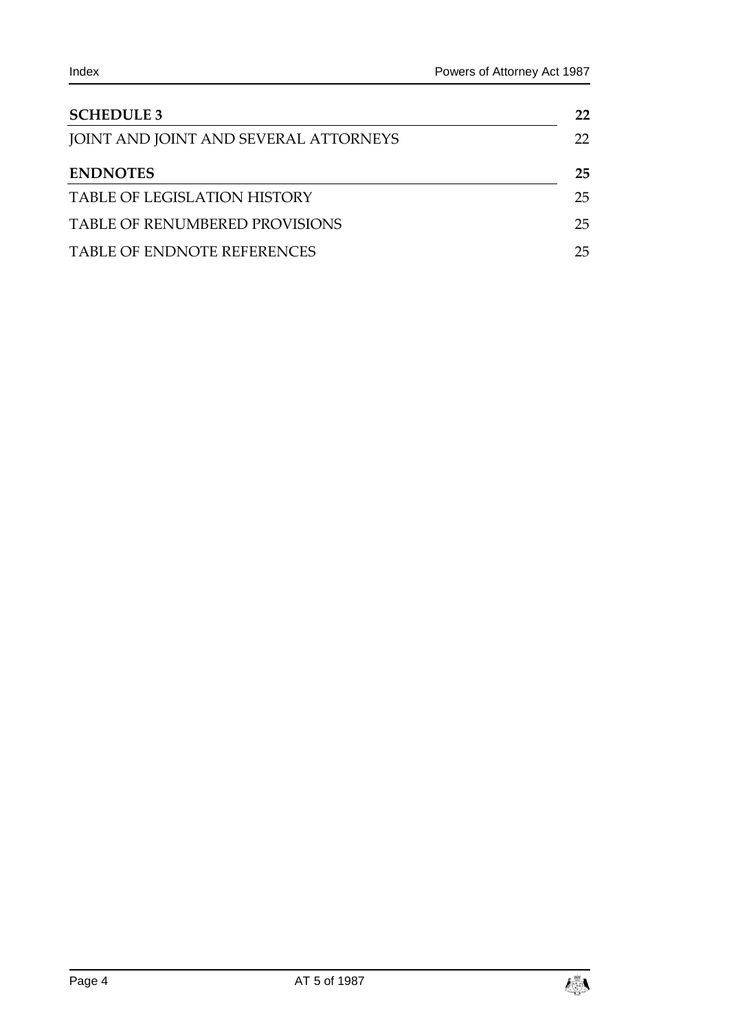**SCHEDULE 3** **22**

JOINT AND JOINT AND SEVERAL ATTORNEYS 22

**ENDNOTES** **25**

TABLE OF LEGISLATION HISTORY 25

TABLE OF RENUMBERED PROVISIONS 25

TABLE OF ENDNOTE REFERENCES 25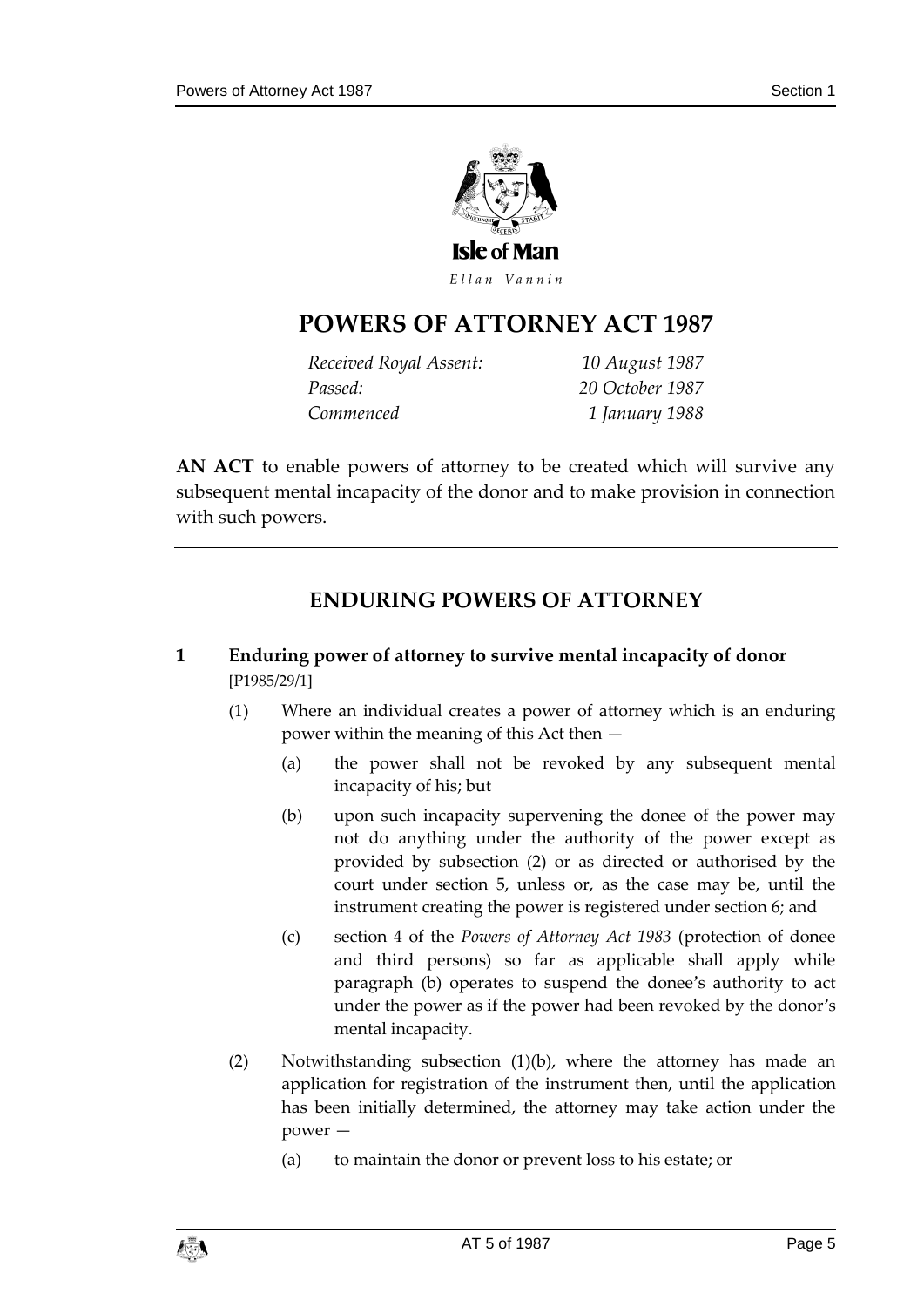Isle of Man

*Ellan Vannin*

# POWERS OF ATTORNEY ACT 1987

| | |
|---|---|
| *Received Royal Assent:* | *10 August 1987* |
| *Passed:* | *20 October 1987* |
| *Commenced* | *1 January 1988* |

**AN ACT** to enable powers of attorney to be created which will survive any subsequent mental incapacity of the donor and to make provision in connection with such powers.

## ENDURING POWERS OF ATTORNEY

### 1 Enduring power of attorney to survive mental incapacity of donor

[P1985/29/1]

(1) Where an individual creates a power of attorney which is an enduring power within the meaning of this Act then —

(a) the power shall not be revoked by any subsequent mental incapacity of his; but

(b) upon such incapacity supervening the donee of the power may not do anything under the authority of the power except as provided by subsection (2) or as directed or authorised by the court under section 5, unless or, as the case may be, until the instrument creating the power is registered under section 6; and

(c) section 4 of the *Powers of Attorney Act 1983* (protection of donee and third persons) so far as applicable shall apply while paragraph (b) operates to suspend the donee's authority to act under the power as if the power had been revoked by the donor's mental incapacity.

(2) Notwithstanding subsection (1)(b), where the attorney has made an application for registration of the instrument then, until the application has been initially determined, the attorney may take action under the power —

(a) to maintain the donor or prevent loss to his estate; or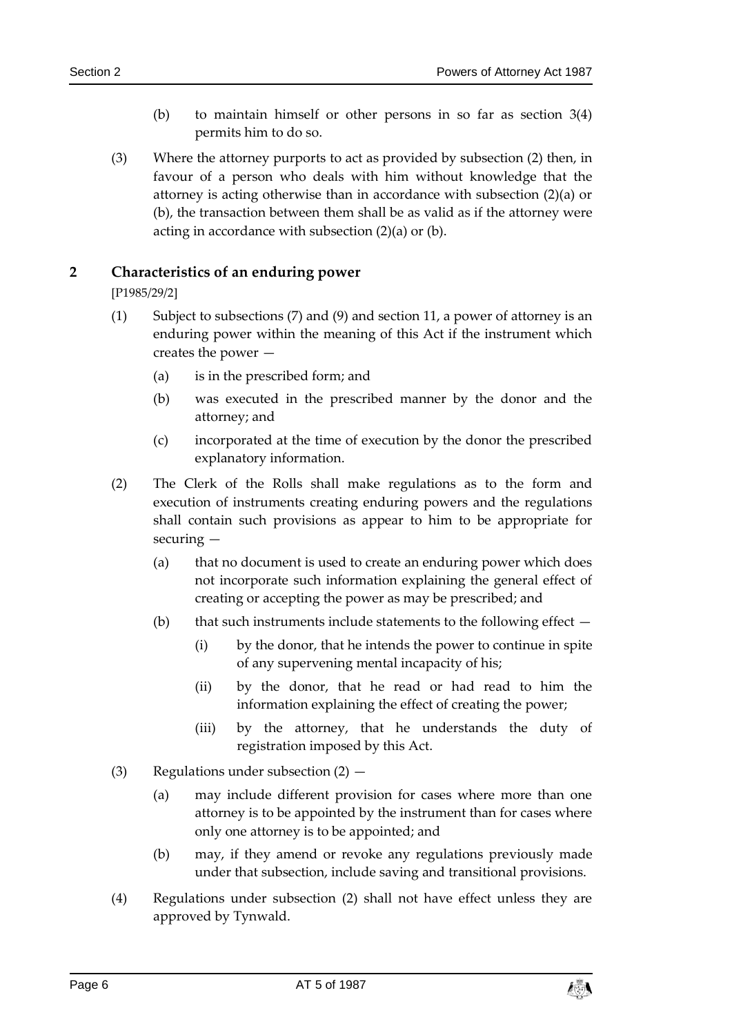(b) to maintain himself or other persons in so far as section 3(4) permits him to do so.

(3) Where the attorney purports to act as provided by subsection (2) then, in favour of a person who deals with him without knowledge that the attorney is acting otherwise than in accordance with subsection (2)(a) or (b), the transaction between them shall be as valid as if the attorney were acting in accordance with subsection (2)(a) or (b).

## 2 Characteristics of an enduring power

[P1985/29/2]

(1) Subject to subsections (7) and (9) and section 11, a power of attorney is an enduring power within the meaning of this Act if the instrument which creates the power —

(a) is in the prescribed form; and

(b) was executed in the prescribed manner by the donor and the attorney; and

(c) incorporated at the time of execution by the donor the prescribed explanatory information.

(2) The Clerk of the Rolls shall make regulations as to the form and execution of instruments creating enduring powers and the regulations shall contain such provisions as appear to him to be appropriate for securing —

(a) that no document is used to create an enduring power which does not incorporate such information explaining the general effect of creating or accepting the power as may be prescribed; and

(b) that such instruments include statements to the following effect —

(i) by the donor, that he intends the power to continue in spite of any supervening mental incapacity of his;

(ii) by the donor, that he read or had read to him the information explaining the effect of creating the power;

(iii) by the attorney, that he understands the duty of registration imposed by this Act.

(3) Regulations under subsection (2) —

(a) may include different provision for cases where more than one attorney is to be appointed by the instrument than for cases where only one attorney is to be appointed; and

(b) may, if they amend or revoke any regulations previously made under that subsection, include saving and transitional provisions.

(4) Regulations under subsection (2) shall not have effect unless they are approved by Tynwald.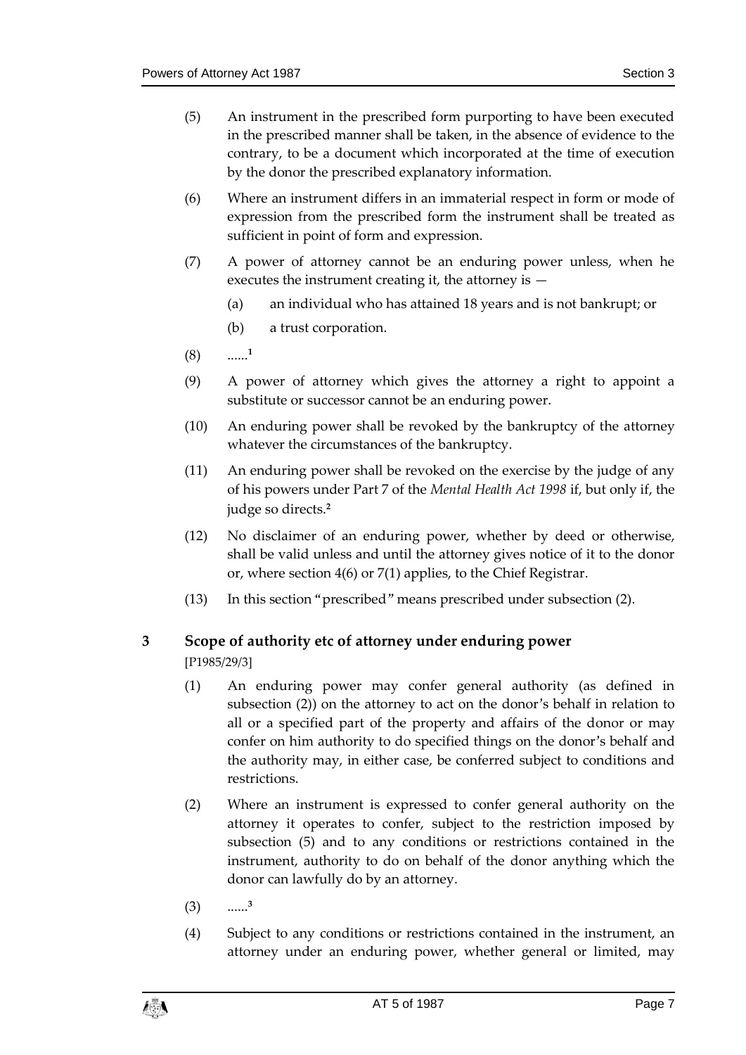(5) An instrument in the prescribed form purporting to have been executed in the prescribed manner shall be taken, in the absence of evidence to the contrary, to be a document which incorporated at the time of execution by the donor the prescribed explanatory information.

(6) Where an instrument differs in an immaterial respect in form or mode of expression from the prescribed form the instrument shall be treated as sufficient in point of form and expression.

(7) A power of attorney cannot be an enduring power unless, when he executes the instrument creating it, the attorney is —

(a) an individual who has attained 18 years and is not bankrupt; or

(b) a trust corporation.

(8) ......[1]

(9) A power of attorney which gives the attorney a right to appoint a substitute or successor cannot be an enduring power.

(10) An enduring power shall be revoked by the bankruptcy of the attorney whatever the circumstances of the bankruptcy.

(11) An enduring power shall be revoked on the exercise by the judge of any of his powers under Part 7 of the *Mental Health Act 1998* if, but only if, the judge so directs.[2]

(12) No disclaimer of an enduring power, whether by deed or otherwise, shall be valid unless and until the attorney gives notice of it to the donor or, where section 4(6) or 7(1) applies, to the Chief Registrar.

(13) In this section "prescribed" means prescribed under subsection (2).

## 3 Scope of authority etc of attorney under enduring power

[P1985/29/3]

(1) An enduring power may confer general authority (as defined in subsection (2)) on the attorney to act on the donor's behalf in relation to all or a specified part of the property and affairs of the donor or may confer on him authority to do specified things on the donor's behalf and the authority may, in either case, be conferred subject to conditions and restrictions.

(2) Where an instrument is expressed to confer general authority on the attorney it operates to confer, subject to the restriction imposed by subsection (5) and to any conditions or restrictions contained in the instrument, authority to do on behalf of the donor anything which the donor can lawfully do by an attorney.

(3) ......[3]

(4) Subject to any conditions or restrictions contained in the instrument, an attorney under an enduring power, whether general or limited, may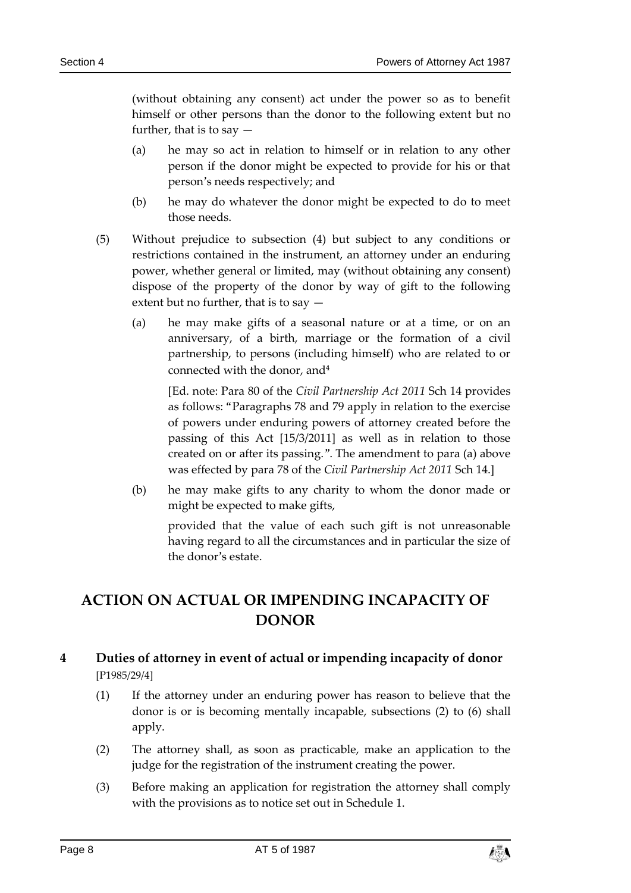(without obtaining any consent) act under the power so as to benefit himself or other persons than the donor to the following extent but no further, that is to say —

(a) he may so act in relation to himself or in relation to any other person if the donor might be expected to provide for his or that person's needs respectively; and

(b) he may do whatever the donor might be expected to do to meet those needs.

(5) Without prejudice to subsection (4) but subject to any conditions or restrictions contained in the instrument, an attorney under an enduring power, whether general or limited, may (without obtaining any consent) dispose of the property of the donor by way of gift to the following extent but no further, that is to say —

(a) he may make gifts of a seasonal nature or at a time, or on an anniversary, of a birth, marriage or the formation of a civil partnership, to persons (including himself) who are related to or connected with the donor, and[4]

[Ed. note: Para 80 of the *Civil Partnership Act 2011* Sch 14 provides as follows: "Paragraphs 78 and 79 apply in relation to the exercise of powers under enduring powers of attorney created before the passing of this Act [15/3/2011] as well as in relation to those created on or after its passing.". The amendment to para (a) above was effected by para 78 of the *Civil Partnership Act 2011* Sch 14.]

(b) he may make gifts to any charity to whom the donor made or might be expected to make gifts,

provided that the value of each such gift is not unreasonable having regard to all the circumstances and in particular the size of the donor's estate.

## ACTION ON ACTUAL OR IMPENDING INCAPACITY OF DONOR

### 4 Duties of attorney in event of actual or impending incapacity of donor

[P1985/29/4]

(1) If the attorney under an enduring power has reason to believe that the donor is or is becoming mentally incapable, subsections (2) to (6) shall apply.

(2) The attorney shall, as soon as practicable, make an application to the judge for the registration of the instrument creating the power.

(3) Before making an application for registration the attorney shall comply with the provisions as to notice set out in Schedule 1.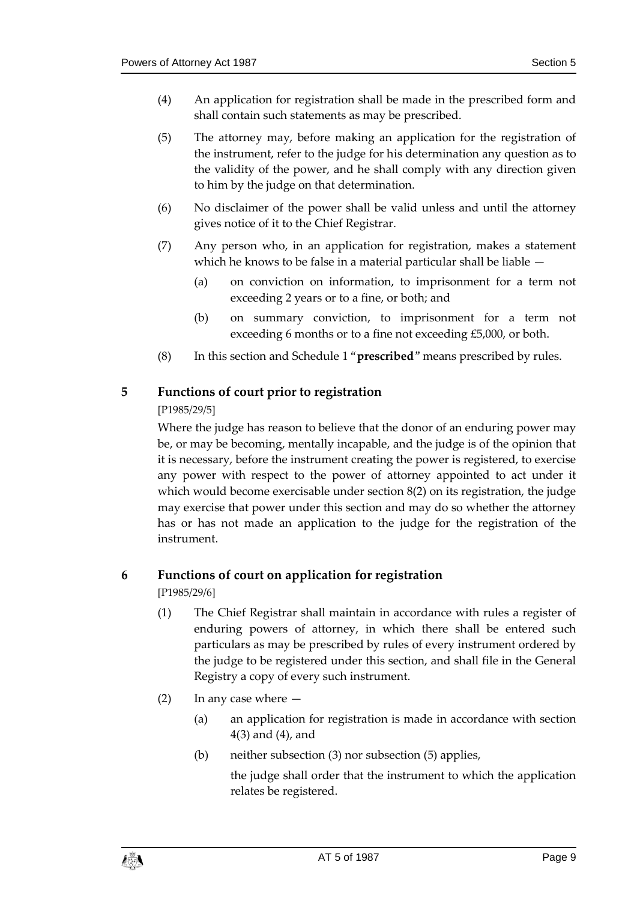(4) An application for registration shall be made in the prescribed form and shall contain such statements as may be prescribed.

(5) The attorney may, before making an application for the registration of the instrument, refer to the judge for his determination any question as to the validity of the power, and he shall comply with any direction given to him by the judge on that determination.

(6) No disclaimer of the power shall be valid unless and until the attorney gives notice of it to the Chief Registrar.

(7) Any person who, in an application for registration, makes a statement which he knows to be false in a material particular shall be liable —

(a) on conviction on information, to imprisonment for a term not exceeding 2 years or to a fine, or both; and

(b) on summary conviction, to imprisonment for a term not exceeding 6 months or to a fine not exceeding £5,000, or both.

(8) In this section and Schedule 1 "**prescribed**" means prescribed by rules.

## 5 Functions of court prior to registration

[P1985/29/5]

Where the judge has reason to believe that the donor of an enduring power may be, or may be becoming, mentally incapable, and the judge is of the opinion that it is necessary, before the instrument creating the power is registered, to exercise any power with respect to the power of attorney appointed to act under it which would become exercisable under section 8(2) on its registration, the judge may exercise that power under this section and may do so whether the attorney has or has not made an application to the judge for the registration of the instrument.

## 6 Functions of court on application for registration

[P1985/29/6]

(1) The Chief Registrar shall maintain in accordance with rules a register of enduring powers of attorney, in which there shall be entered such particulars as may be prescribed by rules of every instrument ordered by the judge to be registered under this section, and shall file in the General Registry a copy of every such instrument.

(2) In any case where —

(a) an application for registration is made in accordance with section 4(3) and (4), and

(b) neither subsection (3) nor subsection (5) applies,

the judge shall order that the instrument to which the application relates be registered.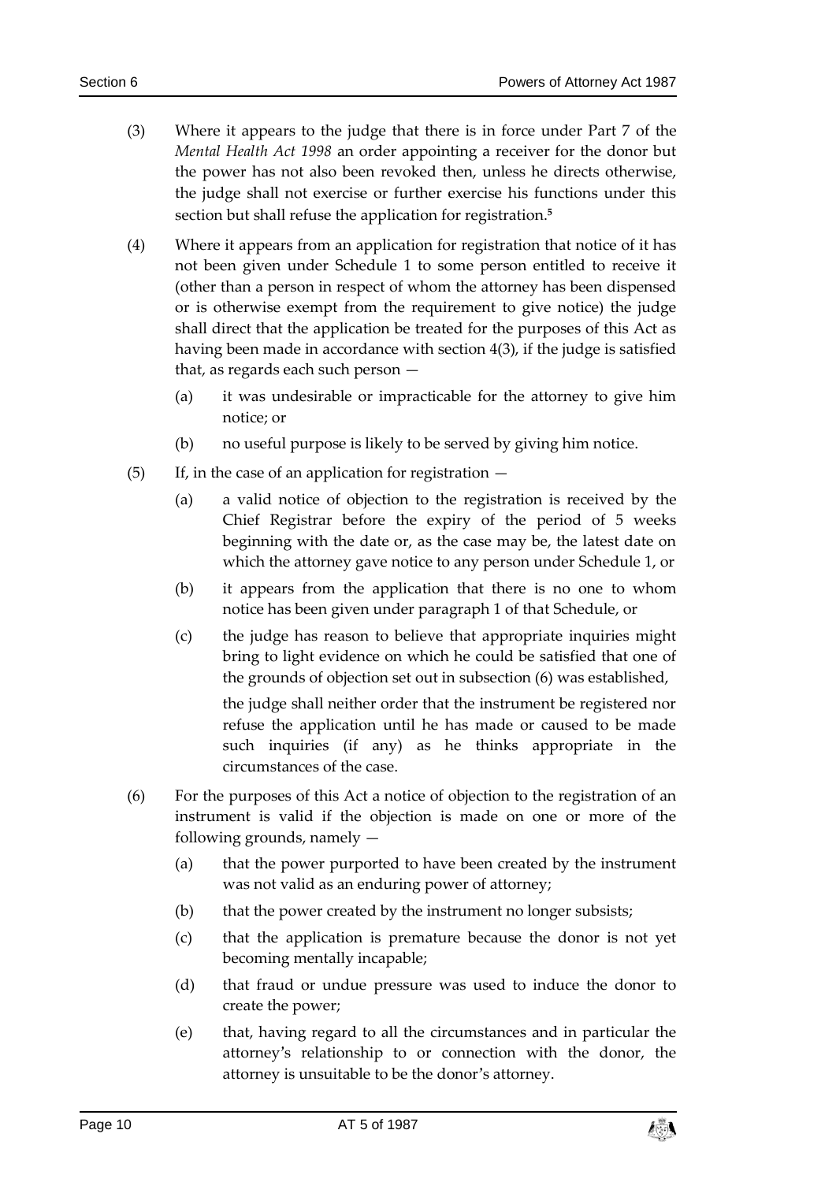(3) Where it appears to the judge that there is in force under Part 7 of the *Mental Health Act 1998* an order appointing a receiver for the donor but the power has not also been revoked then, unless he directs otherwise, the judge shall not exercise or further exercise his functions under this section but shall refuse the application for registration.[5]

(4) Where it appears from an application for registration that notice of it has not been given under Schedule 1 to some person entitled to receive it (other than a person in respect of whom the attorney has been dispensed or is otherwise exempt from the requirement to give notice) the judge shall direct that the application be treated for the purposes of this Act as having been made in accordance with section 4(3), if the judge is satisfied that, as regards each such person —

- (a) it was undesirable or impracticable for the attorney to give him notice; or
- (b) no useful purpose is likely to be served by giving him notice.

(5) If, in the case of an application for registration —

- (a) a valid notice of objection to the registration is received by the Chief Registrar before the expiry of the period of 5 weeks beginning with the date or, as the case may be, the latest date on which the attorney gave notice to any person under Schedule 1, or
- (b) it appears from the application that there is no one to whom notice has been given under paragraph 1 of that Schedule, or
- (c) the judge has reason to believe that appropriate inquiries might bring to light evidence on which he could be satisfied that one of the grounds of objection set out in subsection (6) was established,

the judge shall neither order that the instrument be registered nor refuse the application until he has made or caused to be made such inquiries (if any) as he thinks appropriate in the circumstances of the case.

(6) For the purposes of this Act a notice of objection to the registration of an instrument is valid if the objection is made on one or more of the following grounds, namely —

- (a) that the power purported to have been created by the instrument was not valid as an enduring power of attorney;
- (b) that the power created by the instrument no longer subsists;
- (c) that the application is premature because the donor is not yet becoming mentally incapable;
- (d) that fraud or undue pressure was used to induce the donor to create the power;
- (e) that, having regard to all the circumstances and in particular the attorney's relationship to or connection with the donor, the attorney is unsuitable to be the donor's attorney.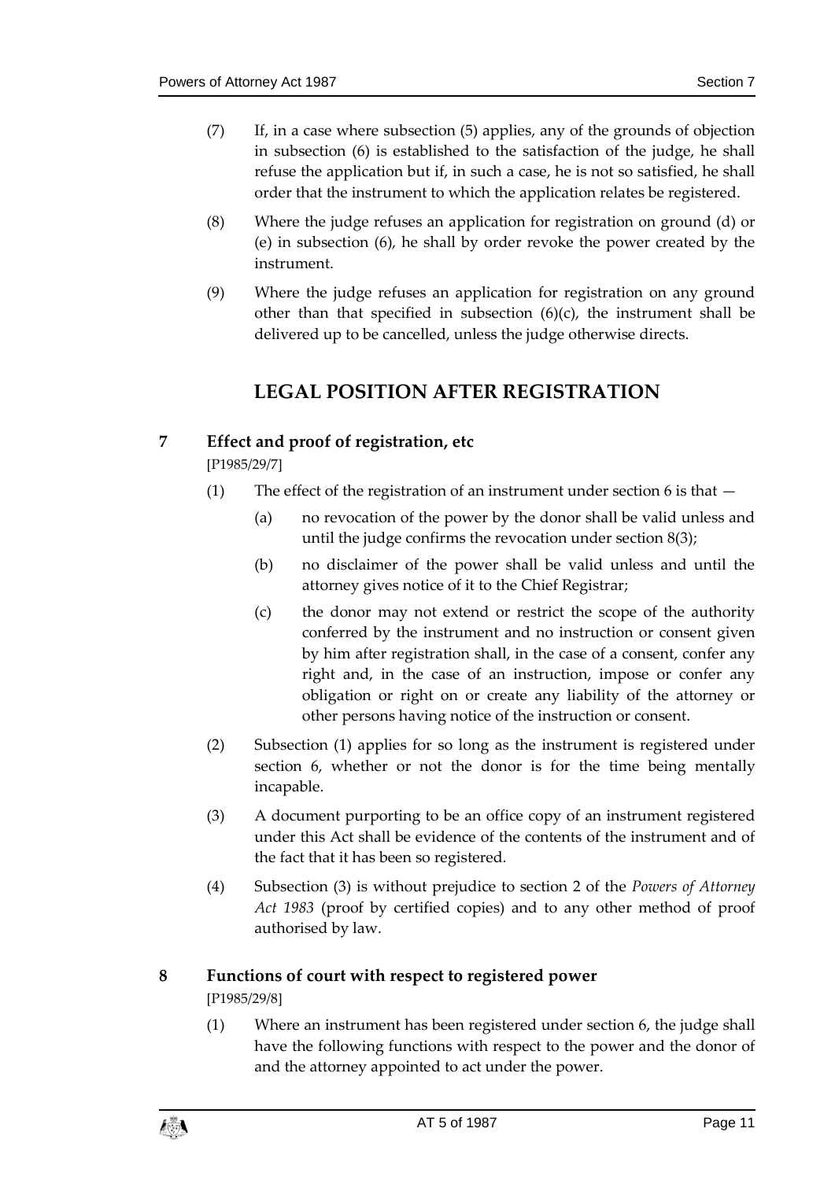(7) If, in a case where subsection (5) applies, any of the grounds of objection in subsection (6) is established to the satisfaction of the judge, he shall refuse the application but if, in such a case, he is not so satisfied, he shall order that the instrument to which the application relates be registered.

(8) Where the judge refuses an application for registration on ground (d) or (e) in subsection (6), he shall by order revoke the power created by the instrument.

(9) Where the judge refuses an application for registration on any ground other than that specified in subsection (6)(c), the instrument shall be delivered up to be cancelled, unless the judge otherwise directs.

## LEGAL POSITION AFTER REGISTRATION

### 7 Effect and proof of registration, etc

[P1985/29/7]

(1) The effect of the registration of an instrument under section 6 is that —

(a) no revocation of the power by the donor shall be valid unless and until the judge confirms the revocation under section 8(3);

(b) no disclaimer of the power shall be valid unless and until the attorney gives notice of it to the Chief Registrar;

(c) the donor may not extend or restrict the scope of the authority conferred by the instrument and no instruction or consent given by him after registration shall, in the case of a consent, confer any right and, in the case of an instruction, impose or confer any obligation or right on or create any liability of the attorney or other persons having notice of the instruction or consent.

(2) Subsection (1) applies for so long as the instrument is registered under section 6, whether or not the donor is for the time being mentally incapable.

(3) A document purporting to be an office copy of an instrument registered under this Act shall be evidence of the contents of the instrument and of the fact that it has been so registered.

(4) Subsection (3) is without prejudice to section 2 of the *Powers of Attorney Act 1983* (proof by certified copies) and to any other method of proof authorised by law.

### 8 Functions of court with respect to registered power

[P1985/29/8]

(1) Where an instrument has been registered under section 6, the judge shall have the following functions with respect to the power and the donor of and the attorney appointed to act under the power.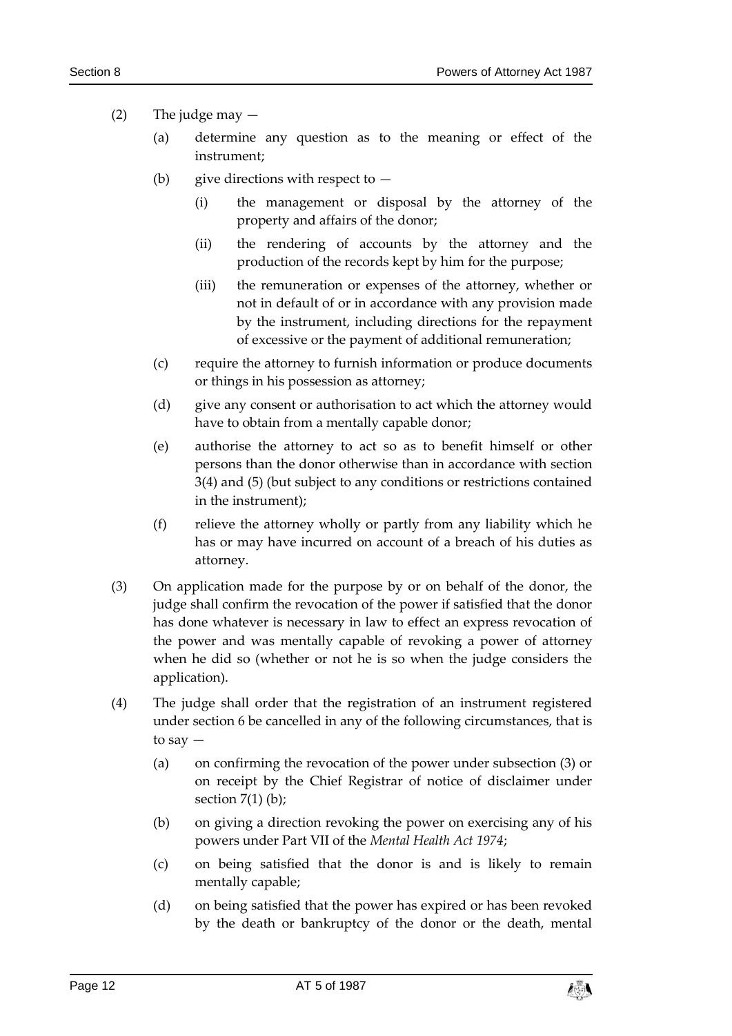(2) The judge may —

(a) determine any question as to the meaning or effect of the instrument;

(b) give directions with respect to —

(i) the management or disposal by the attorney of the property and affairs of the donor;

(ii) the rendering of accounts by the attorney and the production of the records kept by him for the purpose;

(iii) the remuneration or expenses of the attorney, whether or not in default of or in accordance with any provision made by the instrument, including directions for the repayment of excessive or the payment of additional remuneration;

(c) require the attorney to furnish information or produce documents or things in his possession as attorney;

(d) give any consent or authorisation to act which the attorney would have to obtain from a mentally capable donor;

(e) authorise the attorney to act so as to benefit himself or other persons than the donor otherwise than in accordance with section 3(4) and (5) (but subject to any conditions or restrictions contained in the instrument);

(f) relieve the attorney wholly or partly from any liability which he has or may have incurred on account of a breach of his duties as attorney.

(3) On application made for the purpose by or on behalf of the donor, the judge shall confirm the revocation of the power if satisfied that the donor has done whatever is necessary in law to effect an express revocation of the power and was mentally capable of revoking a power of attorney when he did so (whether or not he is so when the judge considers the application).

(4) The judge shall order that the registration of an instrument registered under section 6 be cancelled in any of the following circumstances, that is to say —

(a) on confirming the revocation of the power under subsection (3) or on receipt by the Chief Registrar of notice of disclaimer under section 7(1) (b);

(b) on giving a direction revoking the power on exercising any of his powers under Part VII of the *Mental Health Act 1974*;

(c) on being satisfied that the donor is and is likely to remain mentally capable;

(d) on being satisfied that the power has expired or has been revoked by the death or bankruptcy of the donor or the death, mental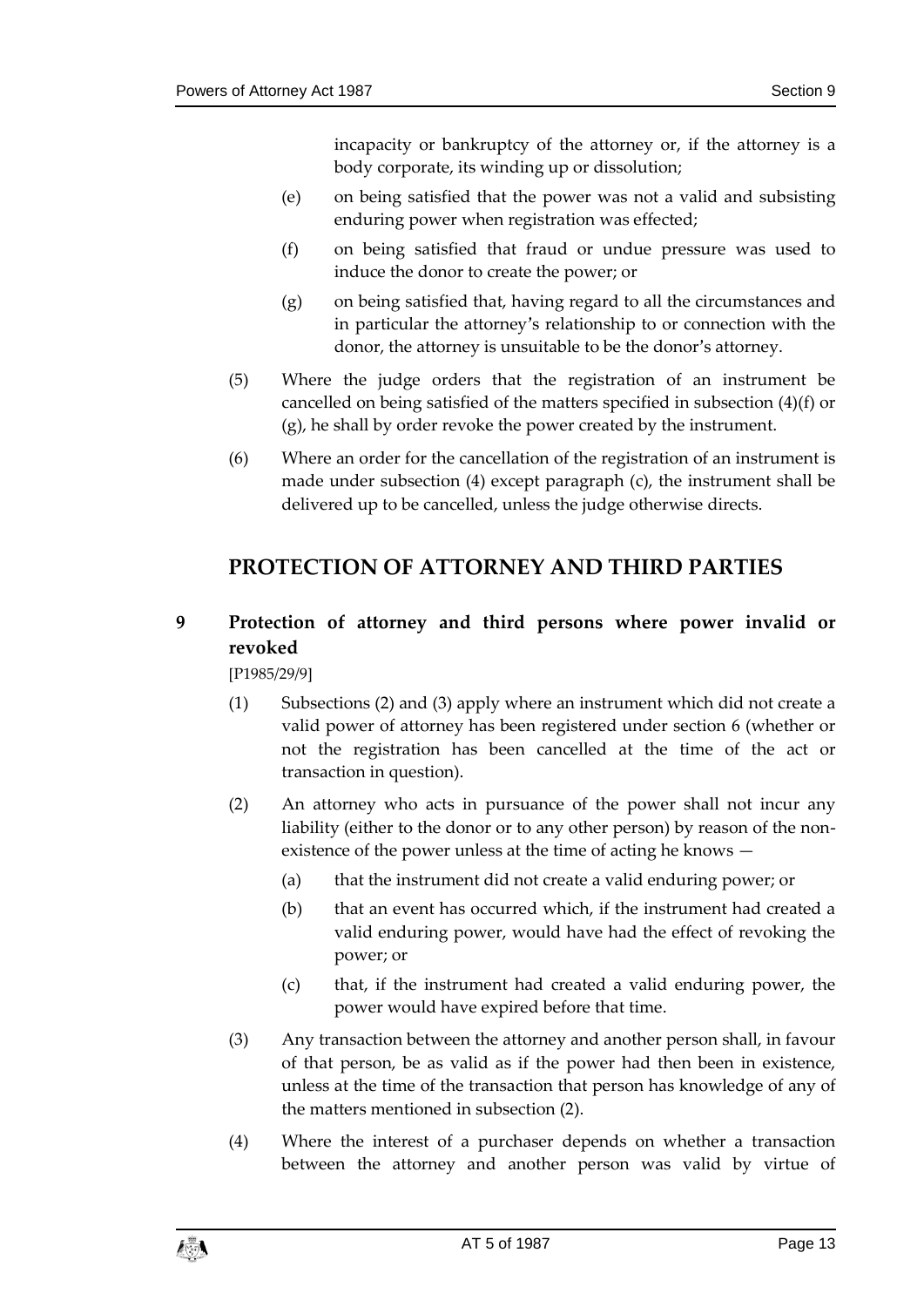incapacity or bankruptcy of the attorney or, if the attorney is a body corporate, its winding up or dissolution;

(e) on being satisfied that the power was not a valid and subsisting enduring power when registration was effected;

(f) on being satisfied that fraud or undue pressure was used to induce the donor to create the power; or

(g) on being satisfied that, having regard to all the circumstances and in particular the attorney's relationship to or connection with the donor, the attorney is unsuitable to be the donor's attorney.

(5) Where the judge orders that the registration of an instrument be cancelled on being satisfied of the matters specified in subsection (4)(f) or (g), he shall by order revoke the power created by the instrument.

(6) Where an order for the cancellation of the registration of an instrument is made under subsection (4) except paragraph (c), the instrument shall be delivered up to be cancelled, unless the judge otherwise directs.

## PROTECTION OF ATTORNEY AND THIRD PARTIES

### 9 Protection of attorney and third persons where power invalid or revoked

[P1985/29/9]

(1) Subsections (2) and (3) apply where an instrument which did not create a valid power of attorney has been registered under section 6 (whether or not the registration has been cancelled at the time of the act or transaction in question).

(2) An attorney who acts in pursuance of the power shall not incur any liability (either to the donor or to any other person) by reason of the non-existence of the power unless at the time of acting he knows —

(a) that the instrument did not create a valid enduring power; or

(b) that an event has occurred which, if the instrument had created a valid enduring power, would have had the effect of revoking the power; or

(c) that, if the instrument had created a valid enduring power, the power would have expired before that time.

(3) Any transaction between the attorney and another person shall, in favour of that person, be as valid as if the power had then been in existence, unless at the time of the transaction that person has knowledge of any of the matters mentioned in subsection (2).

(4) Where the interest of a purchaser depends on whether a transaction between the attorney and another person was valid by virtue of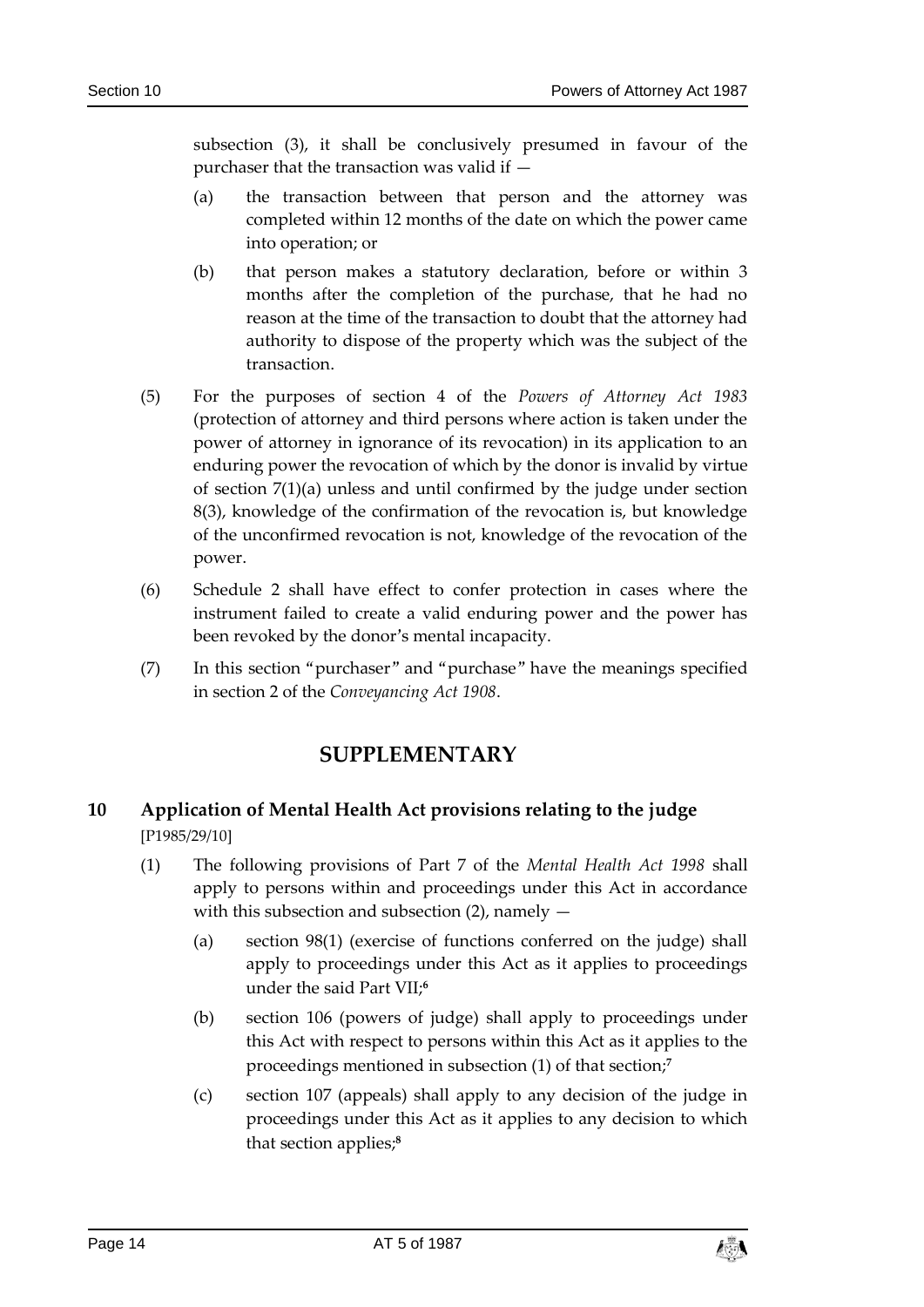subsection (3), it shall be conclusively presumed in favour of the purchaser that the transaction was valid if —

(a) the transaction between that person and the attorney was completed within 12 months of the date on which the power came into operation; or

(b) that person makes a statutory declaration, before or within 3 months after the completion of the purchase, that he had no reason at the time of the transaction to doubt that the attorney had authority to dispose of the property which was the subject of the transaction.

(5) For the purposes of section 4 of the *Powers of Attorney Act 1983* (protection of attorney and third persons where action is taken under the power of attorney in ignorance of its revocation) in its application to an enduring power the revocation of which by the donor is invalid by virtue of section 7(1)(a) unless and until confirmed by the judge under section 8(3), knowledge of the confirmation of the revocation is, but knowledge of the unconfirmed revocation is not, knowledge of the revocation of the power.

(6) Schedule 2 shall have effect to confer protection in cases where the instrument failed to create a valid enduring power and the power has been revoked by the donor's mental incapacity.

(7) In this section "purchaser" and "purchase" have the meanings specified in section 2 of the *Conveyancing Act 1908*.

## SUPPLEMENTARY

### 10 Application of Mental Health Act provisions relating to the judge

[P1985/29/10]

(1) The following provisions of Part 7 of the *Mental Health Act 1998* shall apply to persons within and proceedings under this Act in accordance with this subsection and subsection (2), namely —

(a) section 98(1) (exercise of functions conferred on the judge) shall apply to proceedings under this Act as it applies to proceedings under the said Part VII;[6]

(b) section 106 (powers of judge) shall apply to proceedings under this Act with respect to persons within this Act as it applies to the proceedings mentioned in subsection (1) of that section;[7]

(c) section 107 (appeals) shall apply to any decision of the judge in proceedings under this Act as it applies to any decision to which that section applies;[8]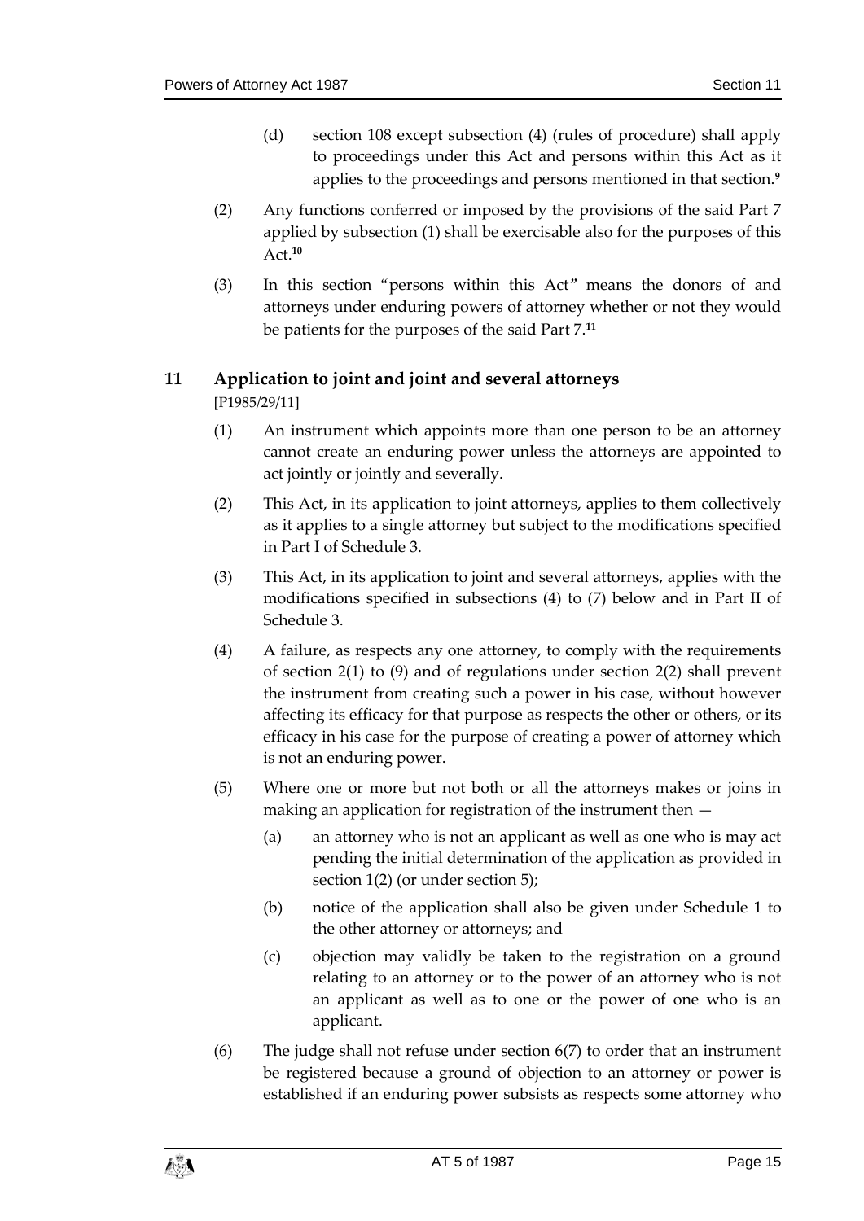(d) section 108 except subsection (4) (rules of procedure) shall apply to proceedings under this Act and persons within this Act as it applies to the proceedings and persons mentioned in that section.[9]

(2) Any functions conferred or imposed by the provisions of the said Part 7 applied by subsection (1) shall be exercisable also for the purposes of this Act.[10]

(3) In this section "persons within this Act" means the donors of and attorneys under enduring powers of attorney whether or not they would be patients for the purposes of the said Part 7.[11]

## 11 Application to joint and joint and several attorneys

[P1985/29/11]

(1) An instrument which appoints more than one person to be an attorney cannot create an enduring power unless the attorneys are appointed to act jointly or jointly and severally.

(2) This Act, in its application to joint attorneys, applies to them collectively as it applies to a single attorney but subject to the modifications specified in Part I of Schedule 3.

(3) This Act, in its application to joint and several attorneys, applies with the modifications specified in subsections (4) to (7) below and in Part II of Schedule 3.

(4) A failure, as respects any one attorney, to comply with the requirements of section 2(1) to (9) and of regulations under section 2(2) shall prevent the instrument from creating such a power in his case, without however affecting its efficacy for that purpose as respects the other or others, or its efficacy in his case for the purpose of creating a power of attorney which is not an enduring power.

(5) Where one or more but not both or all the attorneys makes or joins in making an application for registration of the instrument then —

(a) an attorney who is not an applicant as well as one who is may act pending the initial determination of the application as provided in section 1(2) (or under section 5);

(b) notice of the application shall also be given under Schedule 1 to the other attorney or attorneys; and

(c) objection may validly be taken to the registration on a ground relating to an attorney or to the power of an attorney who is not an applicant as well as to one or the power of one who is an applicant.

(6) The judge shall not refuse under section 6(7) to order that an instrument be registered because a ground of objection to an attorney or power is established if an enduring power subsists as respects some attorney who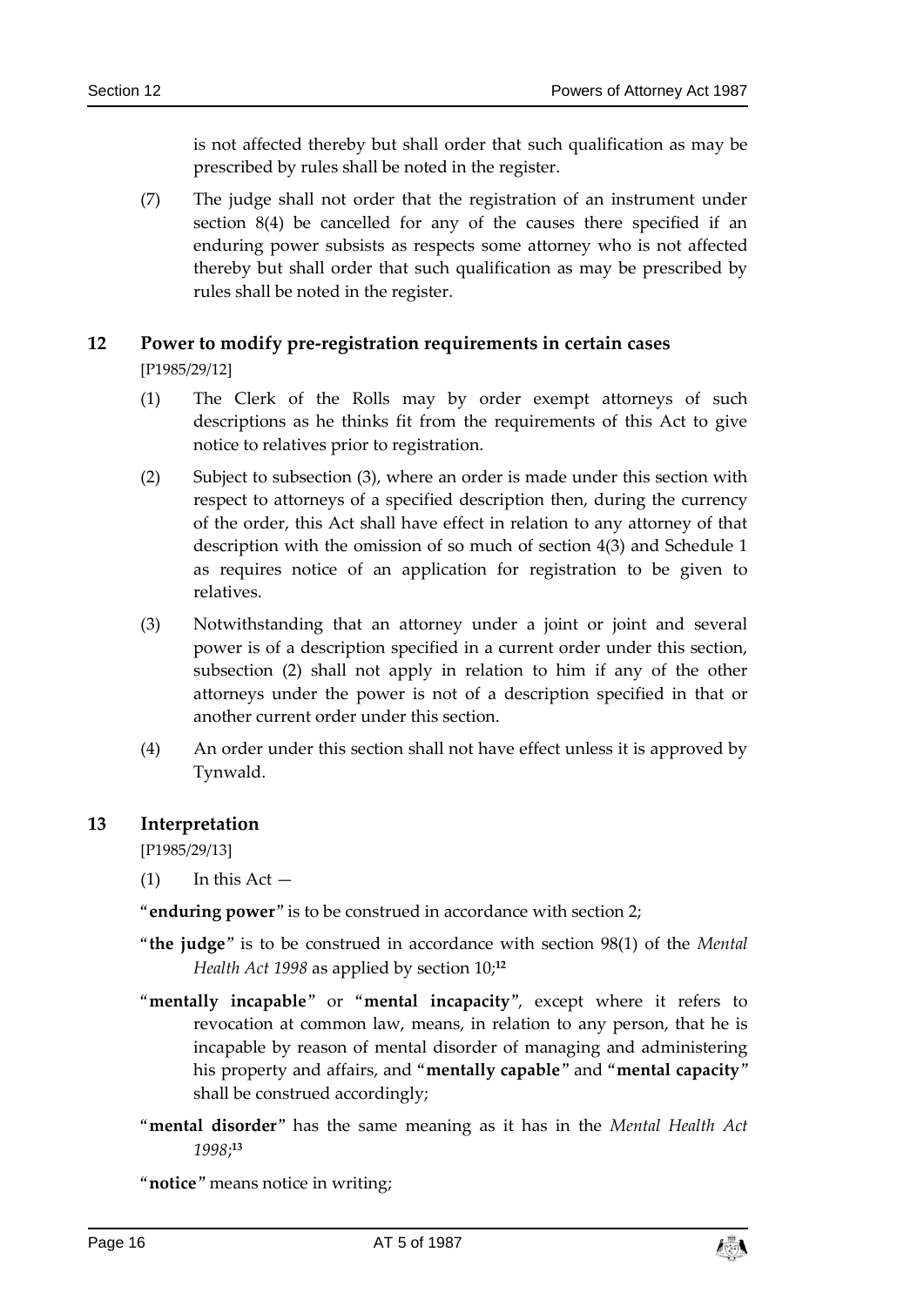is not affected thereby but shall order that such qualification as may be prescribed by rules shall be noted in the register.

(7) The judge shall not order that the registration of an instrument under section 8(4) be cancelled for any of the causes there specified if an enduring power subsists as respects some attorney who is not affected thereby but shall order that such qualification as may be prescribed by rules shall be noted in the register.

## 12 Power to modify pre-registration requirements in certain cases

[P1985/29/12]

(1) The Clerk of the Rolls may by order exempt attorneys of such descriptions as he thinks fit from the requirements of this Act to give notice to relatives prior to registration.

(2) Subject to subsection (3), where an order is made under this section with respect to attorneys of a specified description then, during the currency of the order, this Act shall have effect in relation to any attorney of that description with the omission of so much of section 4(3) and Schedule 1 as requires notice of an application for registration to be given to relatives.

(3) Notwithstanding that an attorney under a joint or joint and several power is of a description specified in a current order under this section, subsection (2) shall not apply in relation to him if any of the other attorneys under the power is not of a description specified in that or another current order under this section.

(4) An order under this section shall not have effect unless it is approved by Tynwald.

## 13 Interpretation

[P1985/29/13]

(1) In this Act —

"**enduring power**" is to be construed in accordance with section 2;

"**the judge**" is to be construed in accordance with section 98(1) of the *Mental Health Act 1998* as applied by section 10;[12]

"**mentally incapable**" or "**mental incapacity**", except where it refers to revocation at common law, means, in relation to any person, that he is incapable by reason of mental disorder of managing and administering his property and affairs, and "**mentally capable**" and "**mental capacity**" shall be construed accordingly;

"**mental disorder**" has the same meaning as it has in the *Mental Health Act 1998*;[13]

"**notice**" means notice in writing;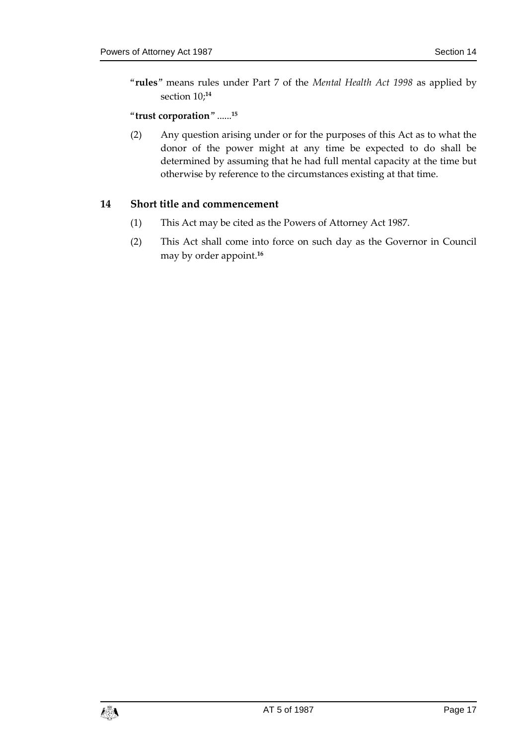"**rules**" means rules under Part 7 of the *Mental Health Act 1998* as applied by section 10;[14]

"**trust corporation**" ......[15]

(2) Any question arising under or for the purposes of this Act as to what the donor of the power might at any time be expected to do shall be determined by assuming that he had full mental capacity at the time but otherwise by reference to the circumstances existing at that time.

## 14 Short title and commencement

(1) This Act may be cited as the Powers of Attorney Act 1987.

(2) This Act shall come into force on such day as the Governor in Council may by order appoint.[16]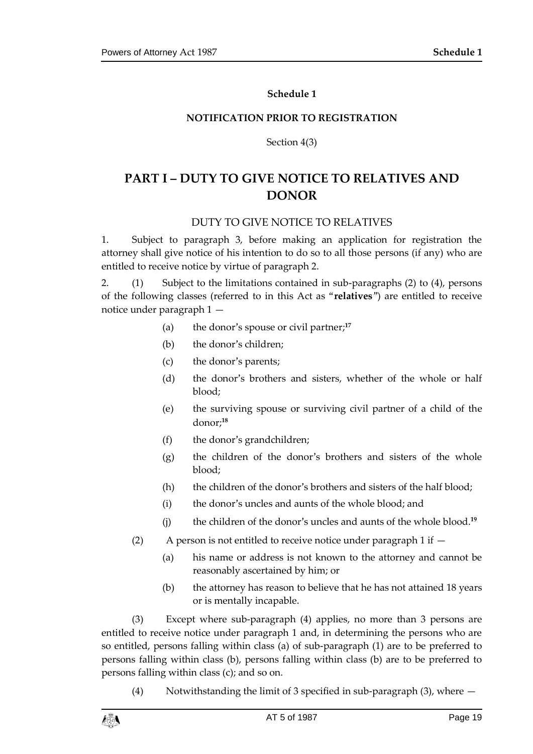**Schedule 1**

**NOTIFICATION PRIOR TO REGISTRATION**

Section 4(3)

# PART I – DUTY TO GIVE NOTICE TO RELATIVES AND DONOR

DUTY TO GIVE NOTICE TO RELATIVES

1. Subject to paragraph 3, before making an application for registration the attorney shall give notice of his intention to do so to all those persons (if any) who are entitled to receive notice by virtue of paragraph 2.

2. (1) Subject to the limitations contained in sub-paragraphs (2) to (4), persons of the following classes (referred to in this Act as "**relatives**") are entitled to receive notice under paragraph 1 —

   (a) the donor's spouse or civil partner;[17]

   (b) the donor's children;

   (c) the donor's parents;

   (d) the donor's brothers and sisters, whether of the whole or half blood;

   (e) the surviving spouse or surviving civil partner of a child of the donor;[18]

   (f) the donor's grandchildren;

   (g) the children of the donor's brothers and sisters of the whole blood;

   (h) the children of the donor's brothers and sisters of the half blood;

   (i) the donor's uncles and aunts of the whole blood; and

   (j) the children of the donor's uncles and aunts of the whole blood.[19]

(2) A person is not entitled to receive notice under paragraph 1 if —

   (a) his name or address is not known to the attorney and cannot be reasonably ascertained by him; or

   (b) the attorney has reason to believe that he has not attained 18 years or is mentally incapable.

(3) Except where sub-paragraph (4) applies, no more than 3 persons are entitled to receive notice under paragraph 1 and, in determining the persons who are so entitled, persons falling within class (a) of sub-paragraph (1) are to be preferred to persons falling within class (b), persons falling within class (b) are to be preferred to persons falling within class (c); and so on.

(4) Notwithstanding the limit of 3 specified in sub-paragraph (3), where —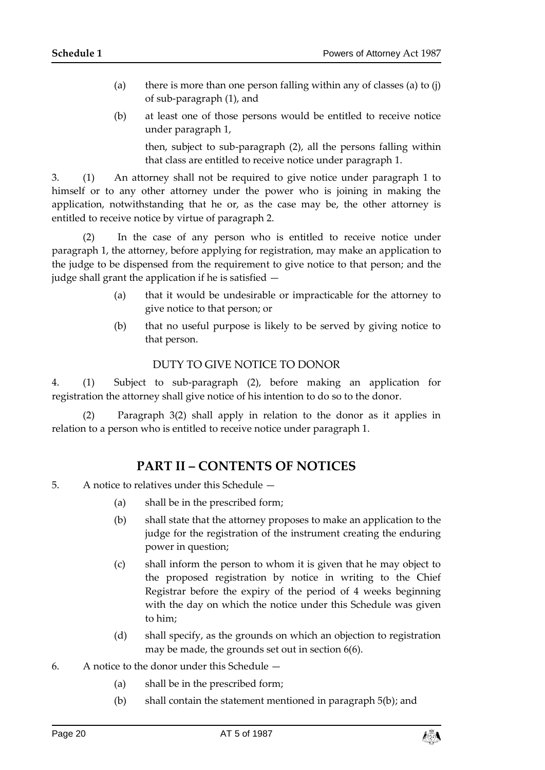(a) there is more than one person falling within any of classes (a) to (j) of sub-paragraph (1), and

(b) at least one of those persons would be entitled to receive notice under paragraph 1,

then, subject to sub-paragraph (2), all the persons falling within that class are entitled to receive notice under paragraph 1.

3. (1) An attorney shall not be required to give notice under paragraph 1 to himself or to any other attorney under the power who is joining in making the application, notwithstanding that he or, as the case may be, the other attorney is entitled to receive notice by virtue of paragraph 2.

(2) In the case of any person who is entitled to receive notice under paragraph 1, the attorney, before applying for registration, may make an application to the judge to be dispensed from the requirement to give notice to that person; and the judge shall grant the application if he is satisfied —

(a) that it would be undesirable or impracticable for the attorney to give notice to that person; or

(b) that no useful purpose is likely to be served by giving notice to that person.

DUTY TO GIVE NOTICE TO DONOR

4. (1) Subject to sub-paragraph (2), before making an application for registration the attorney shall give notice of his intention to do so to the donor.

(2) Paragraph 3(2) shall apply in relation to the donor as it applies in relation to a person who is entitled to receive notice under paragraph 1.

## PART II – CONTENTS OF NOTICES

5. A notice to relatives under this Schedule —

(a) shall be in the prescribed form;

(b) shall state that the attorney proposes to make an application to the judge for the registration of the instrument creating the enduring power in question;

(c) shall inform the person to whom it is given that he may object to the proposed registration by notice in writing to the Chief Registrar before the expiry of the period of 4 weeks beginning with the day on which the notice under this Schedule was given to him;

(d) shall specify, as the grounds on which an objection to registration may be made, the grounds set out in section 6(6).

6. A notice to the donor under this Schedule —

(a) shall be in the prescribed form;

(b) shall contain the statement mentioned in paragraph 5(b); and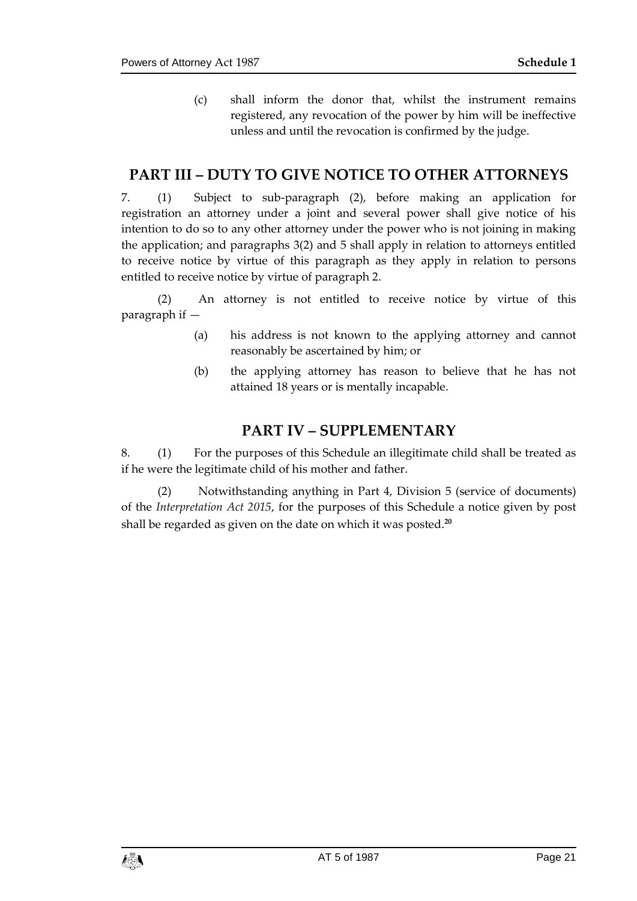(c) shall inform the donor that, whilst the instrument remains registered, any revocation of the power by him will be ineffective unless and until the revocation is confirmed by the judge.

## PART III – DUTY TO GIVE NOTICE TO OTHER ATTORNEYS

7. (1) Subject to sub-paragraph (2), before making an application for registration an attorney under a joint and several power shall give notice of his intention to do so to any other attorney under the power who is not joining in making the application; and paragraphs 3(2) and 5 shall apply in relation to attorneys entitled to receive notice by virtue of this paragraph as they apply in relation to persons entitled to receive notice by virtue of paragraph 2.

(2) An attorney is not entitled to receive notice by virtue of this paragraph if —

(a) his address is not known to the applying attorney and cannot reasonably be ascertained by him; or

(b) the applying attorney has reason to believe that he has not attained 18 years or is mentally incapable.

## PART IV – SUPPLEMENTARY

8. (1) For the purposes of this Schedule an illegitimate child shall be treated as if he were the legitimate child of his mother and father.

(2) Notwithstanding anything in Part 4, Division 5 (service of documents) of the *Interpretation Act 2015*, for the purposes of this Schedule a notice given by post shall be regarded as given on the date on which it was posted.[20]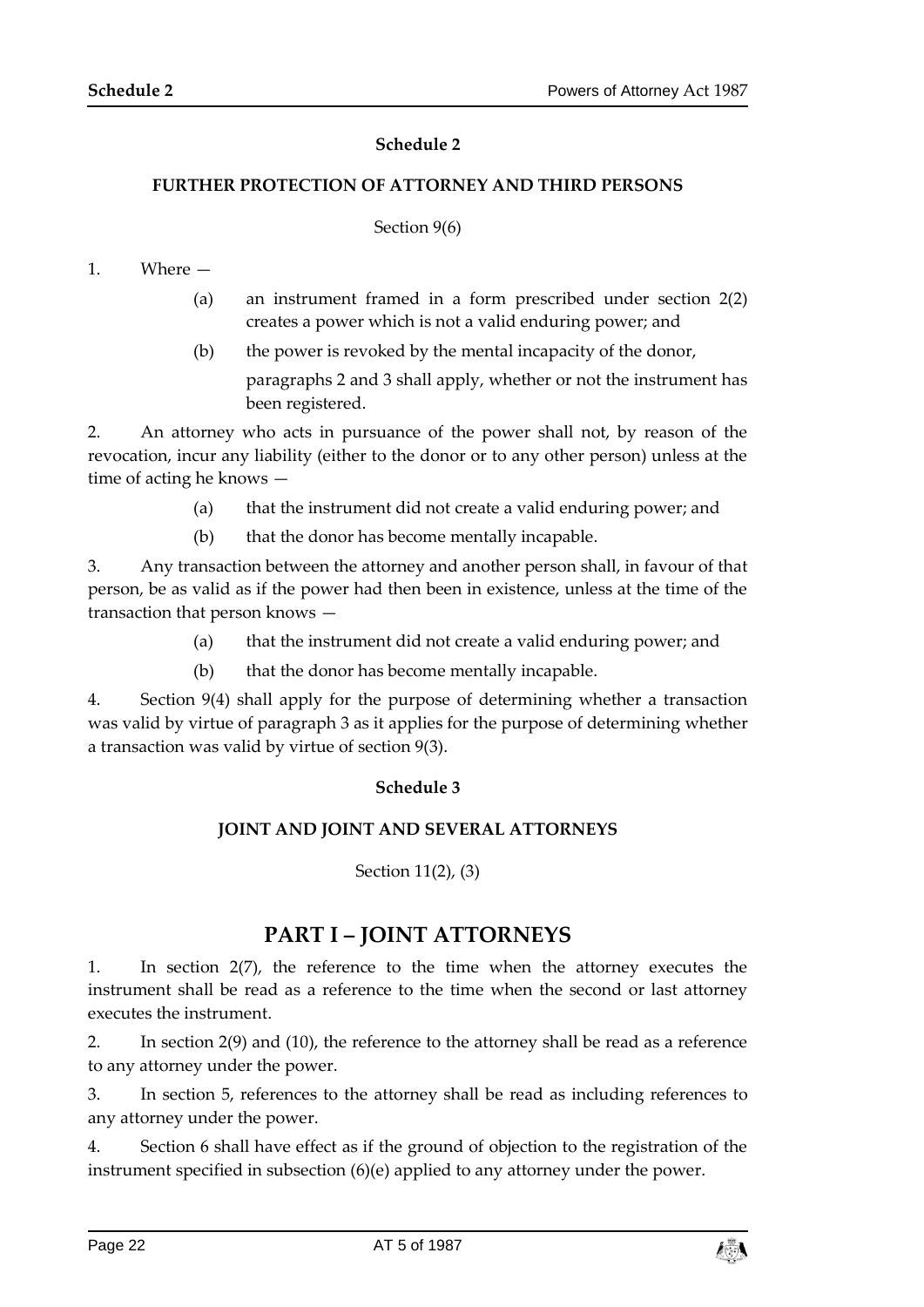## Schedule 2

### FURTHER PROTECTION OF ATTORNEY AND THIRD PERSONS

Section 9(6)

1. Where —

   (a) an instrument framed in a form prescribed under section 2(2) creates a power which is not a valid enduring power; and

   (b) the power is revoked by the mental incapacity of the donor,

   paragraphs 2 and 3 shall apply, whether or not the instrument has been registered.

2. An attorney who acts in pursuance of the power shall not, by reason of the revocation, incur any liability (either to the donor or to any other person) unless at the time of acting he knows —

   (a) that the instrument did not create a valid enduring power; and

   (b) that the donor has become mentally incapable.

3. Any transaction between the attorney and another person shall, in favour of that person, be as valid as if the power had then been in existence, unless at the time of the transaction that person knows —

   (a) that the instrument did not create a valid enduring power; and

   (b) that the donor has become mentally incapable.

4. Section 9(4) shall apply for the purpose of determining whether a transaction was valid by virtue of paragraph 3 as it applies for the purpose of determining whether a transaction was valid by virtue of section 9(3).

## Schedule 3

### JOINT AND JOINT AND SEVERAL ATTORNEYS

Section 11(2), (3)

# PART I – JOINT ATTORNEYS

1. In section 2(7), the reference to the time when the attorney executes the instrument shall be read as a reference to the time when the second or last attorney executes the instrument.

2. In section 2(9) and (10), the reference to the attorney shall be read as a reference to any attorney under the power.

3. In section 5, references to the attorney shall be read as including references to any attorney under the power.

4. Section 6 shall have effect as if the ground of objection to the registration of the instrument specified in subsection (6)(e) applied to any attorney under the power.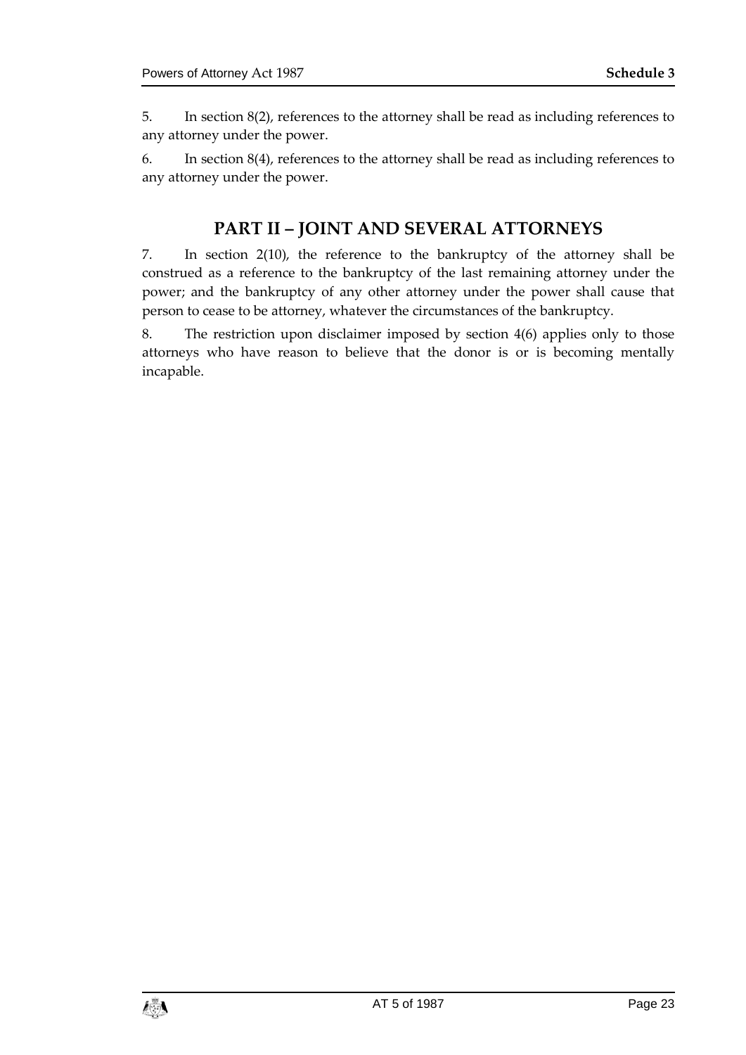5. In section 8(2), references to the attorney shall be read as including references to any attorney under the power.

6. In section 8(4), references to the attorney shall be read as including references to any attorney under the power.

## PART II – JOINT AND SEVERAL ATTORNEYS

7. In section 2(10), the reference to the bankruptcy of the attorney shall be construed as a reference to the bankruptcy of the last remaining attorney under the power; and the bankruptcy of any other attorney under the power shall cause that person to cease to be attorney, whatever the circumstances of the bankruptcy.

8. The restriction upon disclaimer imposed by section 4(6) applies only to those attorneys who have reason to believe that the donor is or is becoming mentally incapable.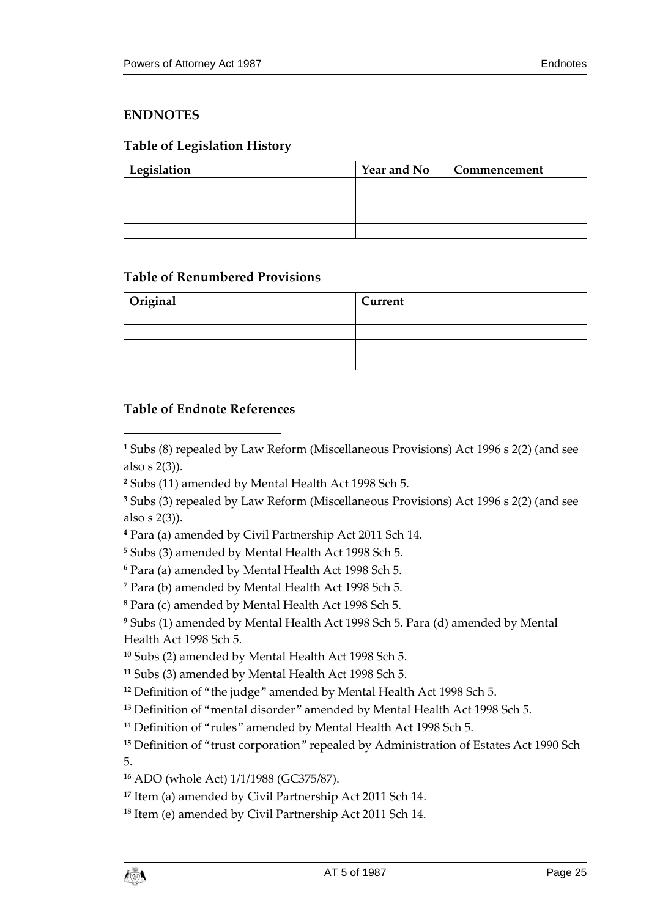## ENDNOTES

### Table of Legislation History

| Legislation | Year and No | Commencement |
|---|---|---|
| | | |
| | | |
| | | |
| | | |

### Table of Renumbered Provisions

| Original | Current |
|---|---|
| | |
| | |
| | |
| | |

### Table of Endnote References

[1] Subs (8) repealed by Law Reform (Miscellaneous Provisions) Act 1996 s 2(2) (and see also s 2(3)).

[2] Subs (11) amended by Mental Health Act 1998 Sch 5.

[3] Subs (3) repealed by Law Reform (Miscellaneous Provisions) Act 1996 s 2(2) (and see also s 2(3)).

[4] Para (a) amended by Civil Partnership Act 2011 Sch 14.

[5] Subs (3) amended by Mental Health Act 1998 Sch 5.

[6] Para (a) amended by Mental Health Act 1998 Sch 5.

[7] Para (b) amended by Mental Health Act 1998 Sch 5.

[8] Para (c) amended by Mental Health Act 1998 Sch 5.

[9] Subs (1) amended by Mental Health Act 1998 Sch 5. Para (d) amended by Mental Health Act 1998 Sch 5.

[10] Subs (2) amended by Mental Health Act 1998 Sch 5.

[11] Subs (3) amended by Mental Health Act 1998 Sch 5.

[12] Definition of "the judge" amended by Mental Health Act 1998 Sch 5.

[13] Definition of "mental disorder" amended by Mental Health Act 1998 Sch 5.

[14] Definition of "rules" amended by Mental Health Act 1998 Sch 5.

[15] Definition of "trust corporation" repealed by Administration of Estates Act 1990 Sch 5.

[16] ADO (whole Act) 1/1/1988 (GC375/87).

[17] Item (a) amended by Civil Partnership Act 2011 Sch 14.

[18] Item (e) amended by Civil Partnership Act 2011 Sch 14.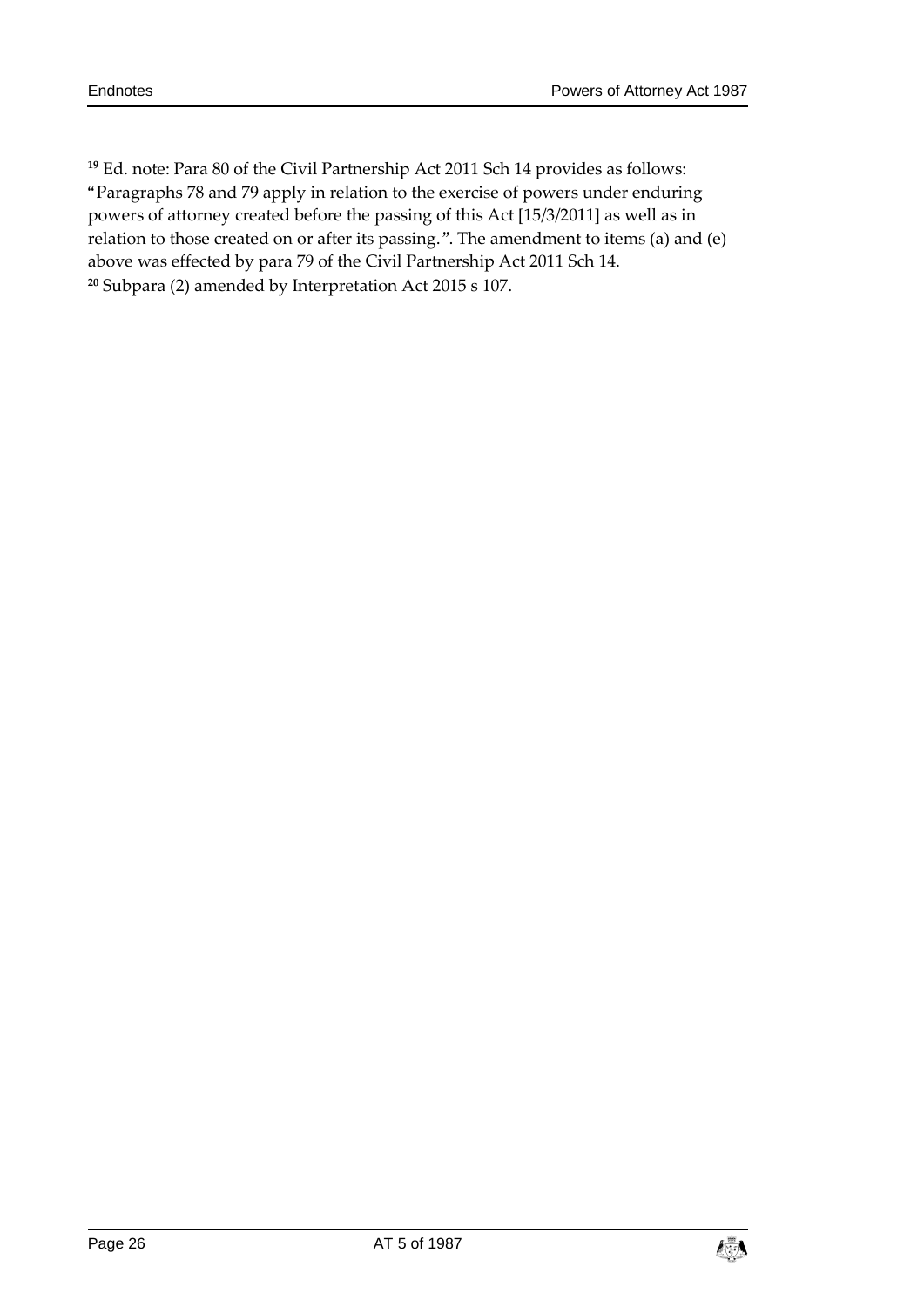[19] Ed. note: Para 80 of the Civil Partnership Act 2011 Sch 14 provides as follows: "Paragraphs 78 and 79 apply in relation to the exercise of powers under enduring powers of attorney created before the passing of this Act [15/3/2011] as well as in relation to those created on or after its passing.". The amendment to items (a) and (e) above was effected by para 79 of the Civil Partnership Act 2011 Sch 14.

[20] Subpara (2) amended by Interpretation Act 2015 s 107.